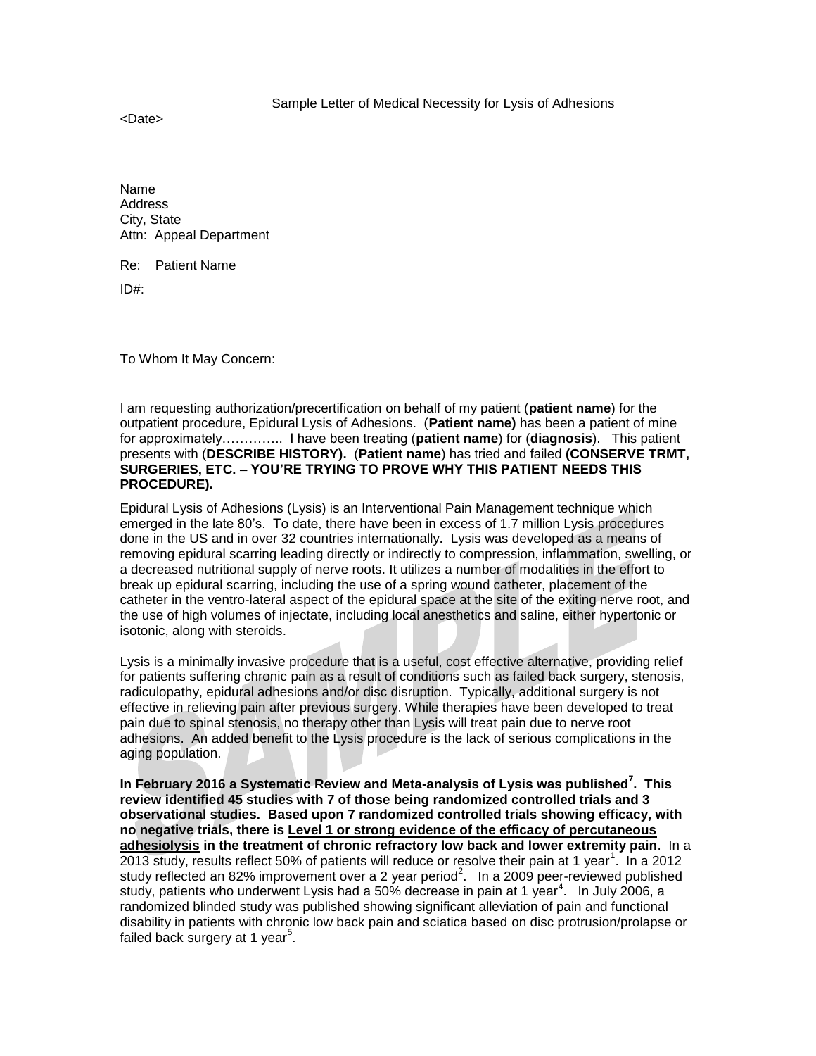Sample Letter of Medical Necessity for Lysis of Adhesions

<Date>

Name
Address
City, State
Attn: Appeal Department

Re: Patient Name

ID#:

To Whom It May Concern:

I am requesting authorization/precertification on behalf of my patient (**patient name**) for the outpatient procedure, Epidural Lysis of Adhesions. (**Patient name)** has been a patient of mine for approximately………….. I have been treating (**patient name**) for (**diagnosis**). This patient presents with (**DESCRIBE HISTORY).** (**Patient name**) has tried and failed **(CONSERVE TRMT, SURGERIES, ETC. – YOU'RE TRYING TO PROVE WHY THIS PATIENT NEEDS THIS PROCEDURE).**

Epidural Lysis of Adhesions (Lysis) is an Interventional Pain Management technique which emerged in the late 80's. To date, there have been in excess of 1.7 million Lysis procedures done in the US and in over 32 countries internationally. Lysis was developed as a means of removing epidural scarring leading directly or indirectly to compression, inflammation, swelling, or a decreased nutritional supply of nerve roots. It utilizes a number of modalities in the effort to break up epidural scarring, including the use of a spring wound catheter, placement of the catheter in the ventro-lateral aspect of the epidural space at the site of the exiting nerve root, and the use of high volumes of injectate, including local anesthetics and saline, either hypertonic or isotonic, along with steroids.

Lysis is a minimally invasive procedure that is a useful, cost effective alternative, providing relief for patients suffering chronic pain as a result of conditions such as failed back surgery, stenosis, radiculopathy, epidural adhesions and/or disc disruption. Typically, additional surgery is not effective in relieving pain after previous surgery. While therapies have been developed to treat pain due to spinal stenosis, no therapy other than Lysis will treat pain due to nerve root adhesions. An added benefit to the Lysis procedure is the lack of serious complications in the aging population.

**In February 2016 a Systematic Review and Meta-analysis of Lysis was published[7]. This review identified 45 studies with 7 of those being randomized controlled trials and 3 observational studies. Based upon 7 randomized controlled trials showing efficacy, with no negative trials, there is <u>Level 1 or strong evidence of the efficacy of percutaneous adhesiolysis</u> in the treatment of chronic refractory low back and lower extremity pain**. In a 2013 study, results reflect 50% of patients will reduce or resolve their pain at 1 year[1]. In a 2012 study reflected an 82% improvement over a 2 year period[2]. In a 2009 peer-reviewed published study, patients who underwent Lysis had a 50% decrease in pain at 1 year[4]. In July 2006, a randomized blinded study was published showing significant alleviation of pain and functional disability in patients with chronic low back pain and sciatica based on disc protrusion/prolapse or failed back surgery at 1 year[5].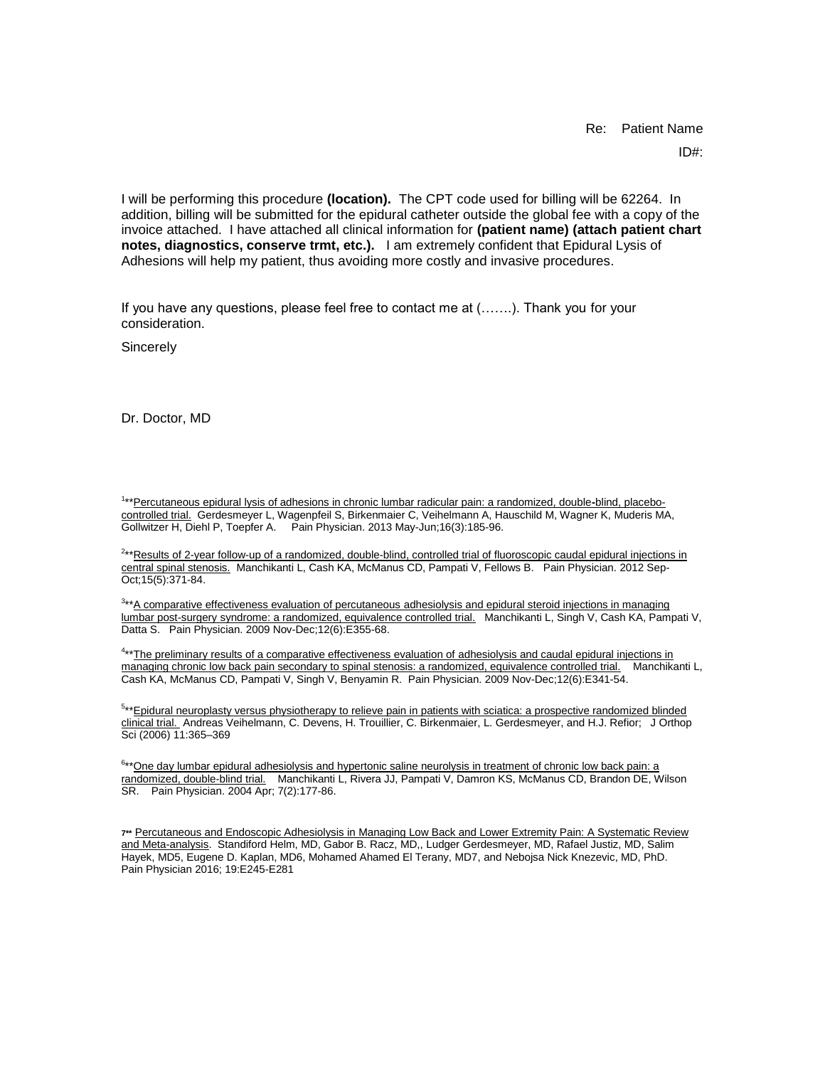Re: Patient Name

ID#:

I will be performing this procedure **(location).** The CPT code used for billing will be 62264. In addition, billing will be submitted for the epidural catheter outside the global fee with a copy of the invoice attached. I have attached all clinical information for **(patient name) (attach patient chart notes, diagnostics, conserve trmt, etc.).** I am extremely confident that Epidural Lysis of Adhesions will help my patient, thus avoiding more costly and invasive procedures.

If you have any questions, please feel free to contact me at (…….). Thank you for your consideration.

Sincerely

Dr. Doctor, MD

[1]** Percutaneous epidural lysis of adhesions in chronic lumbar radicular pain: a randomized, double-blind, placebo-controlled trial. Gerdesmeyer L, Wagenpfeil S, Birkenmaier C, Veihelmann A, Hauschild M, Wagner K, Muderis MA, Gollwitzer H, Diehl P, Toepfer A. Pain Physician. 2013 May-Jun;16(3):185-96.

[2]** Results of 2-year follow-up of a randomized, double-blind, controlled trial of fluoroscopic caudal epidural injections in central spinal stenosis. Manchikanti L, Cash KA, McManus CD, Pampati V, Fellows B. Pain Physician. 2012 Sep-Oct;15(5):371-84.

[3]** A comparative effectiveness evaluation of percutaneous adhesiolysis and epidural steroid injections in managing lumbar post-surgery syndrome: a randomized, equivalence controlled trial. Manchikanti L, Singh V, Cash KA, Pampati V, Datta S. Pain Physician. 2009 Nov-Dec;12(6):E355-68.

[4]** The preliminary results of a comparative effectiveness evaluation of adhesiolysis and caudal epidural injections in managing chronic low back pain secondary to spinal stenosis: a randomized, equivalence controlled trial. Manchikanti L, Cash KA, McManus CD, Pampati V, Singh V, Benyamin R. Pain Physician. 2009 Nov-Dec;12(6):E341-54.

[5]** Epidural neuroplasty versus physiotherapy to relieve pain in patients with sciatica: a prospective randomized blinded clinical trial. Andreas Veihelmann, C. Devens, H. Trouillier, C. Birkenmaier, L. Gerdesmeyer, and H.J. Refior; J Orthop Sci (2006) 11:365–369

[6]** One day lumbar epidural adhesiolysis and hypertonic saline neurolysis in treatment of chronic low back pain: a randomized, double-blind trial. Manchikanti L, Rivera JJ, Pampati V, Damron KS, McManus CD, Brandon DE, Wilson SR. Pain Physician. 2004 Apr; 7(2):177-86.

**7**** Percutaneous and Endoscopic Adhesiolysis in Managing Low Back and Lower Extremity Pain: A Systematic Review and Meta-analysis. Standiford Helm, MD, Gabor B. Racz, MD,, Ludger Gerdesmeyer, MD, Rafael Justiz, MD, Salim Hayek, MD5, Eugene D. Kaplan, MD6, Mohamed Ahamed El Terany, MD7, and Nebojsa Nick Knezevic, MD, PhD. Pain Physician 2016; 19:E245-E281